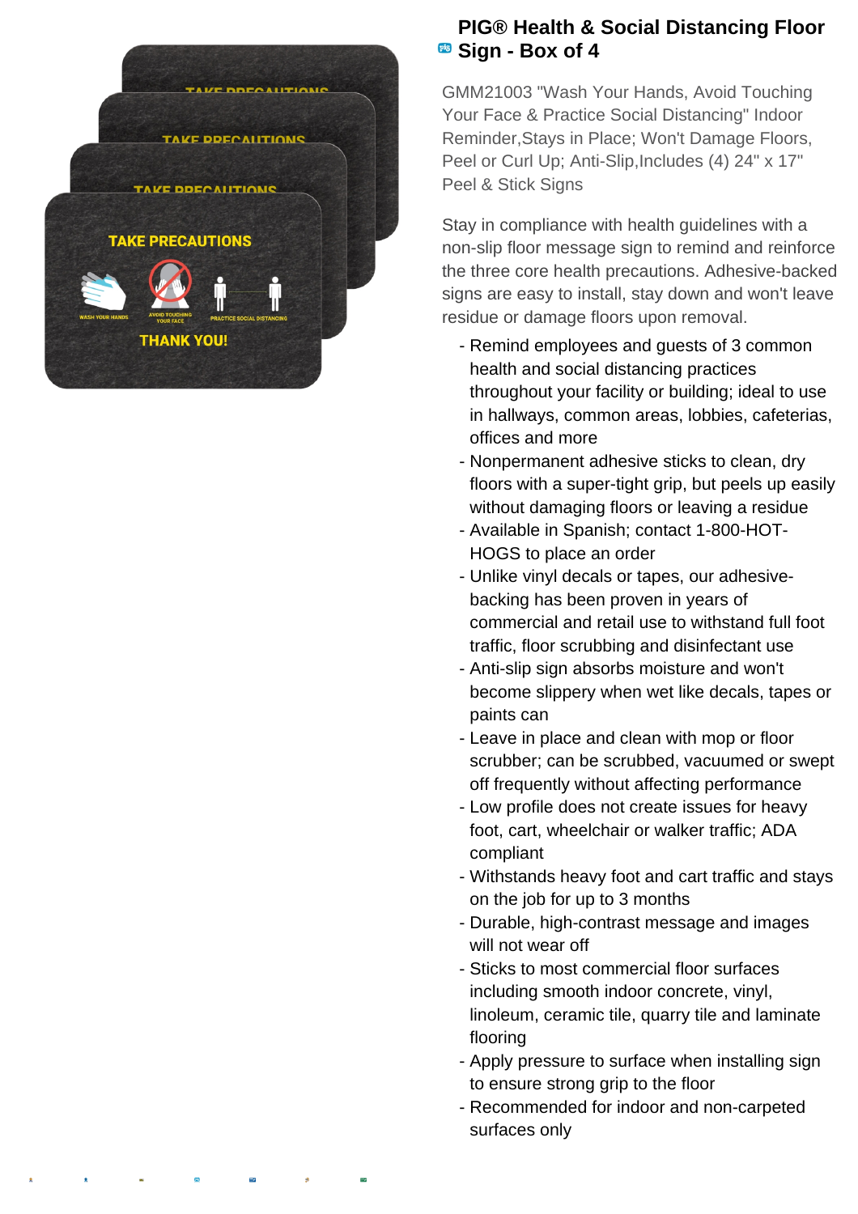# PIG® Health & Social Distancing Floor Sign - Box of 4

GMM21003 "Wash Your Hands, Avoid Touching Your Face & Practice Social Distancing" Indoor Reminder,Stays in Place; Won't Damage Floors, Peel or Curl Up; Anti-Slip,Includes (4) 24" x 17" Peel & Stick Signs

Stay in compliance with health guidelines with a non-slip floor message sign to remind and reinforce the three core health precautions. Adhesive-backed signs are easy to install, stay down and won't leave residue or damage floors upon removal.

- Remind employees and guests of 3 common health and social distancing practices throughout your facility or building; ideal to use in hallways, common areas, lobbies, cafeterias, offices and more
- Nonpermanent adhesive sticks to clean, dry floors with a super-tight grip, but peels up easily without damaging floors or leaving a residue
- Available in Spanish; contact 1-800-HOT-HOGS to place an order
- Unlike vinyl decals or tapes, our adhesive-backing has been proven in years of commercial and retail use to withstand full foot traffic, floor scrubbing and disinfectant use
- Anti-slip sign absorbs moisture and won't become slippery when wet like decals, tapes or paints can
- Leave in place and clean with mop or floor scrubber; can be scrubbed, vacuumed or swept off frequently without affecting performance
- Low profile does not create issues for heavy foot, cart, wheelchair or walker traffic; ADA compliant
- Withstands heavy foot and cart traffic and stays on the job for up to 3 months
- Durable, high-contrast message and images will not wear off
- Sticks to most commercial floor surfaces including smooth indoor concrete, vinyl, linoleum, ceramic tile, quarry tile and laminate flooring
- Apply pressure to surface when installing sign to ensure strong grip to the floor
- Recommended for indoor and non-carpeted surfaces only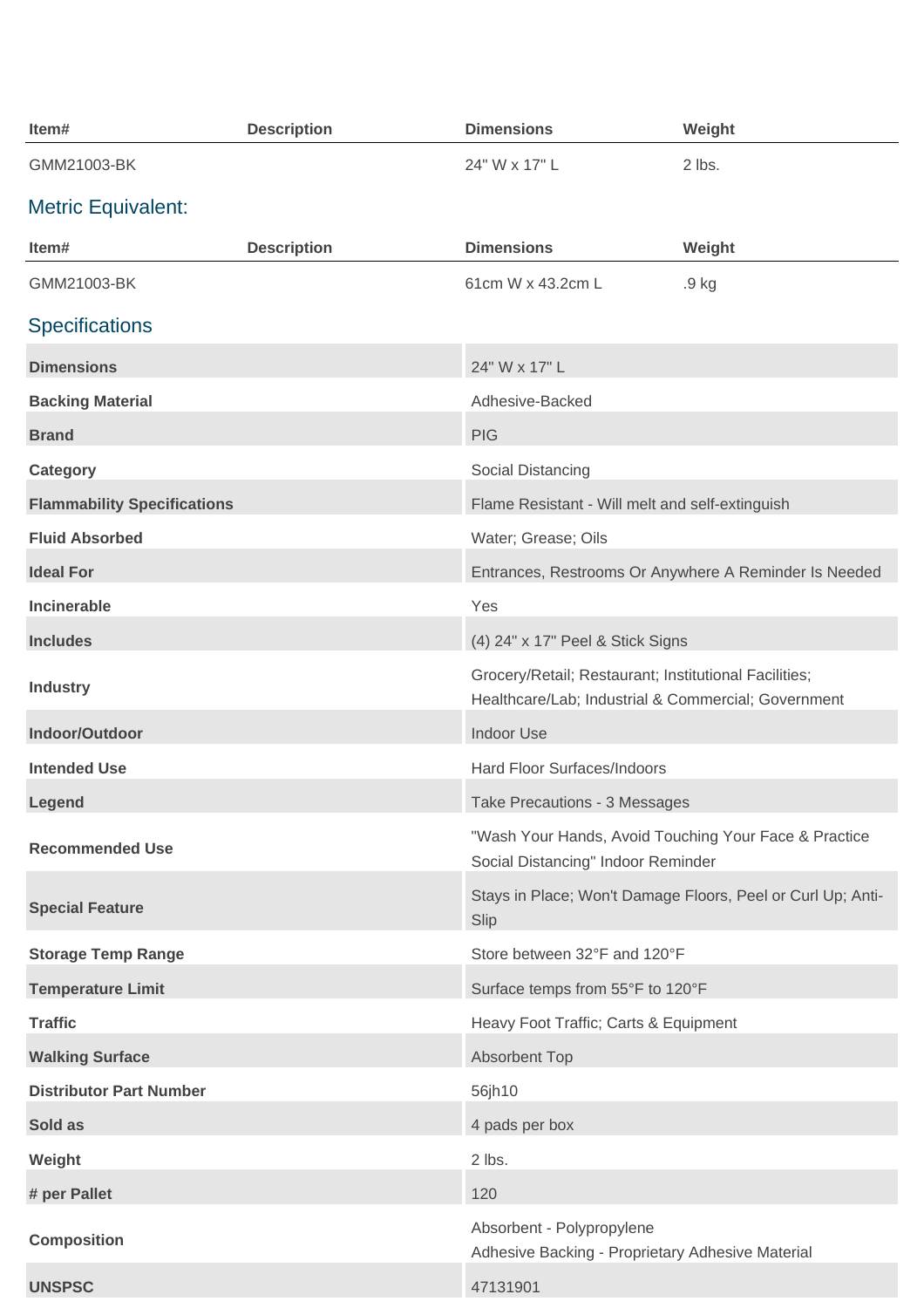| Item# | Description | Dimensions | Weight |
| --- | --- | --- | --- |
| GMM21003-BK | | 24" W x 17" L | 2 lbs. |

## Metric Equivalent:

| Item# | Description | Dimensions | Weight |
| --- | --- | --- | --- |
| GMM21003-BK | | 61cm W x 43.2cm L | .9 kg |

## Specifications

| | |
| --- | --- |
| **Dimensions** | 24" W x 17" L |
| **Backing Material** | Adhesive-Backed |
| **Brand** | PIG |
| **Category** | Social Distancing |
| **Flammability Specifications** | Flame Resistant - Will melt and self-extinguish |
| **Fluid Absorbed** | Water; Grease; Oils |
| **Ideal For** | Entrances, Restrooms Or Anywhere A Reminder Is Needed |
| **Incinerable** | Yes |
| **Includes** | (4) 24" x 17" Peel & Stick Signs |
| **Industry** | Grocery/Retail; Restaurant; Institutional Facilities; Healthcare/Lab; Industrial & Commercial; Government |
| **Indoor/Outdoor** | Indoor Use |
| **Intended Use** | Hard Floor Surfaces/Indoors |
| **Legend** | Take Precautions - 3 Messages |
| **Recommended Use** | "Wash Your Hands, Avoid Touching Your Face & Practice Social Distancing" Indoor Reminder |
| **Special Feature** | Stays in Place; Won't Damage Floors, Peel or Curl Up; Anti-Slip |
| **Storage Temp Range** | Store between 32°F and 120°F |
| **Temperature Limit** | Surface temps from 55°F to 120°F |
| **Traffic** | Heavy Foot Traffic; Carts & Equipment |
| **Walking Surface** | Absorbent Top |
| **Distributor Part Number** | 56jh10 |
| **Sold as** | 4 pads per box |
| **Weight** | 2 lbs. |
| **# per Pallet** | 120 |
| **Composition** | Absorbent - Polypropylene<br>Adhesive Backing - Proprietary Adhesive Material |
| **UNSPSC** | 47131901 |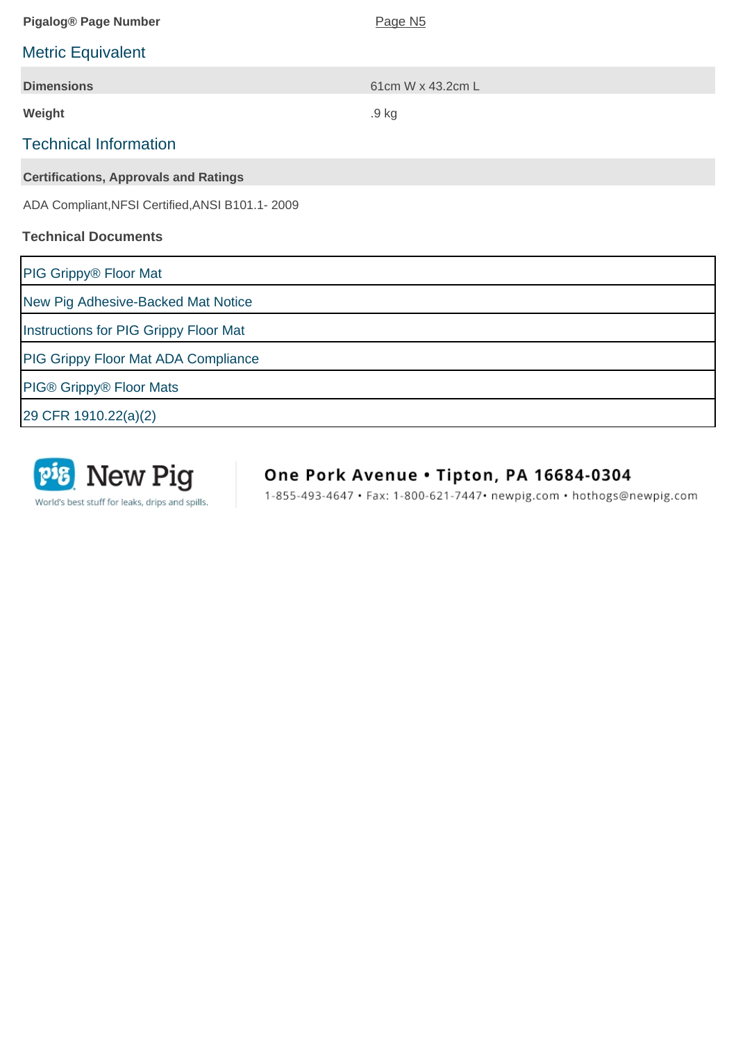| | |
|---|---|
| **Pigalog® Page Number** | Page N5 |

## Metric Equivalent

| | |
|---|---|
| **Dimensions** | 61cm W x 43.2cm L |
| **Weight** | .9 kg |

## Technical Information

| |
|---|
| **Certifications, Approvals and Ratings** |
| ADA Compliant,NFSI Certified,ANSI B101.1- 2009 |

### Technical Documents

| |
|---|
| PIG Grippy® Floor Mat |
| New Pig Adhesive-Backed Mat Notice |
| Instructions for PIG Grippy Floor Mat |
| PIG Grippy Floor Mat ADA Compliance |
| PIG® Grippy® Floor Mats |
| 29 CFR 1910.22(a)(2) |

New Pig
World's best stuff for leaks, drips and spills.

**One Pork Avenue • Tipton, PA 16684-0304**
1-855-493-4647 • Fax: 1-800-621-7447• newpig.com • hothogs@newpig.com